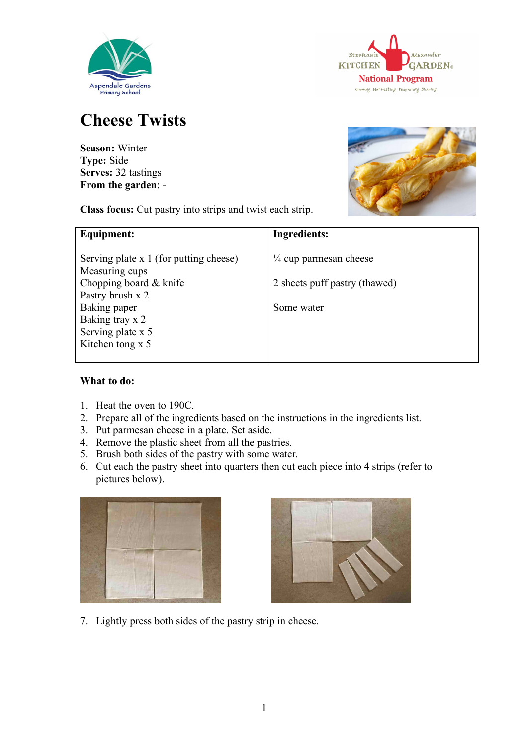# Cheese Twists

**Season:** Winter
**Type:** Side
**Serves:** 32 tastings
**From the garden**: -

**Class focus:** Cut pastry into strips and twist each strip.

| Equipment: | Ingredients: |
|---|---|
| Serving plate x 1 (for putting cheese)<br>Measuring cups<br>Chopping board & knife<br>Pastry brush x 2<br>Baking paper<br>Baking tray x 2<br>Serving plate x 5<br>Kitchen tong x 5 | ¼ cup parmesan cheese<br><br>2 sheets puff pastry (thawed)<br><br>Some water |

**What to do:**

1. Heat the oven to 190C.
2. Prepare all of the ingredients based on the instructions in the ingredients list.
3. Put parmesan cheese in a plate. Set aside.
4. Remove the plastic sheet from all the pastries.
5. Brush both sides of the pastry with some water.
6. Cut each the pastry sheet into quarters then cut each piece into 4 strips (refer to pictures below).
7. Lightly press both sides of the pastry strip in cheese.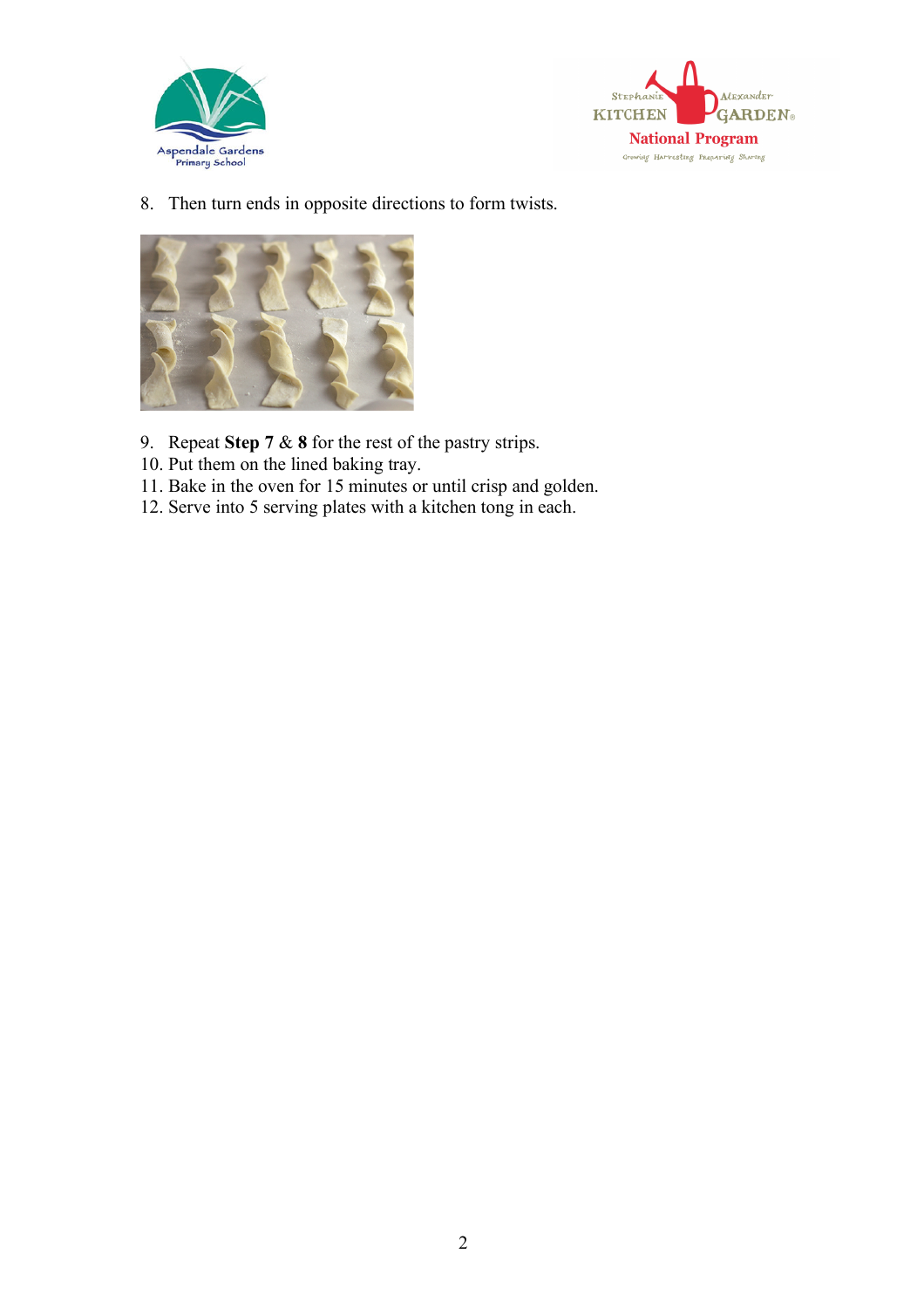8. Then turn ends in opposite directions to form twists.

9. Repeat **Step 7** & **8** for the rest of the pastry strips.
10. Put them on the lined baking tray.
11. Bake in the oven for 15 minutes or until crisp and golden.
12. Serve into 5 serving plates with a kitchen tong in each.